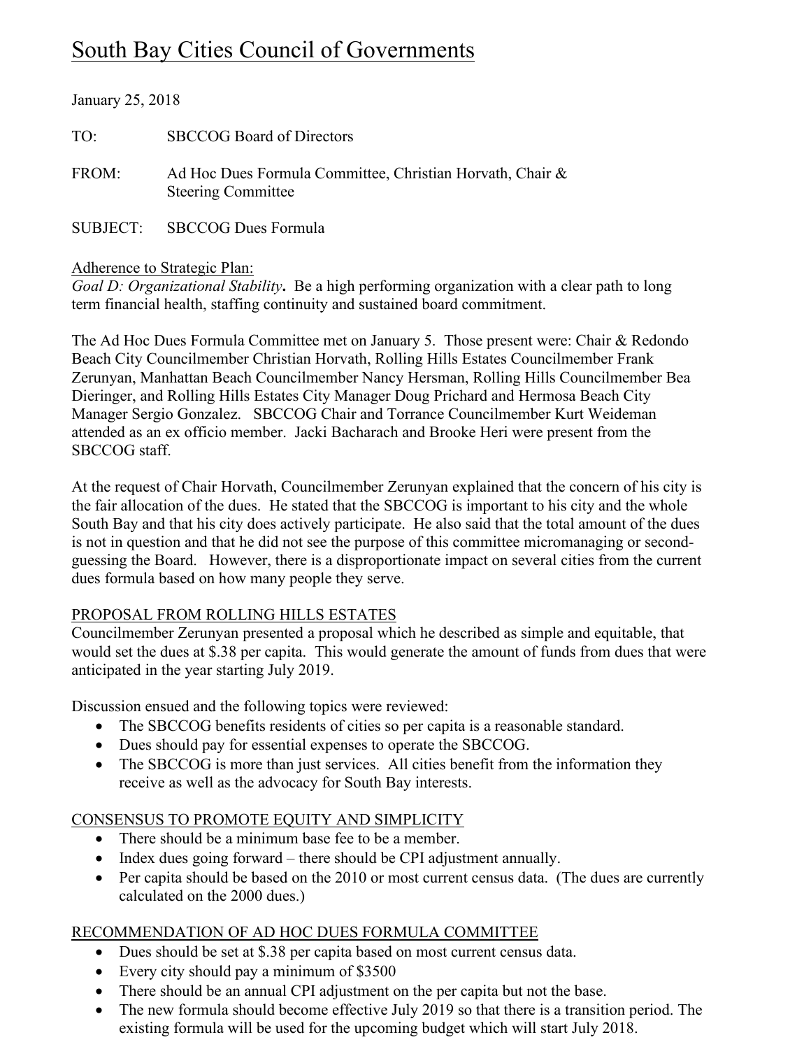# South Bay Cities Council of Governments

January 25, 2018

TO: SBCCOG Board of Directors

FROM: Ad Hoc Dues Formula Committee, Christian Horvath, Chair & Steering Committee

SUBJECT: SBCCOG Dues Formula

Adherence to Strategic Plan:
*Goal D: Organizational Stability*. Be a high performing organization with a clear path to long term financial health, staffing continuity and sustained board commitment.

The Ad Hoc Dues Formula Committee met on January 5. Those present were: Chair & Redondo Beach City Councilmember Christian Horvath, Rolling Hills Estates Councilmember Frank Zerunyan, Manhattan Beach Councilmember Nancy Hersman, Rolling Hills Councilmember Bea Dieringer, and Rolling Hills Estates City Manager Doug Prichard and Hermosa Beach City Manager Sergio Gonzalez. SBCCOG Chair and Torrance Councilmember Kurt Weideman attended as an ex officio member. Jacki Bacharach and Brooke Heri were present from the SBCCOG staff.

At the request of Chair Horvath, Councilmember Zerunyan explained that the concern of his city is the fair allocation of the dues. He stated that the SBCCOG is important to his city and the whole South Bay and that his city does actively participate. He also said that the total amount of the dues is not in question and that he did not see the purpose of this committee micromanaging or second-guessing the Board. However, there is a disproportionate impact on several cities from the current dues formula based on how many people they serve.

## PROPOSAL FROM ROLLING HILLS ESTATES

Councilmember Zerunyan presented a proposal which he described as simple and equitable, that would set the dues at $.38 per capita. This would generate the amount of funds from dues that were anticipated in the year starting July 2019.

Discussion ensued and the following topics were reviewed:

- The SBCCOG benefits residents of cities so per capita is a reasonable standard.
- Dues should pay for essential expenses to operate the SBCCOG.
- The SBCCOG is more than just services. All cities benefit from the information they receive as well as the advocacy for South Bay interests.

## CONSENSUS TO PROMOTE EQUITY AND SIMPLICITY

- There should be a minimum base fee to be a member.
- Index dues going forward – there should be CPI adjustment annually.
- Per capita should be based on the 2010 or most current census data. (The dues are currently calculated on the 2000 dues.)

## RECOMMENDATION OF AD HOC DUES FORMULA COMMITTEE

- Dues should be set at $.38 per capita based on most current census data.
- Every city should pay a minimum of $3500
- There should be an annual CPI adjustment on the per capita but not the base.
- The new formula should become effective July 2019 so that there is a transition period. The existing formula will be used for the upcoming budget which will start July 2018.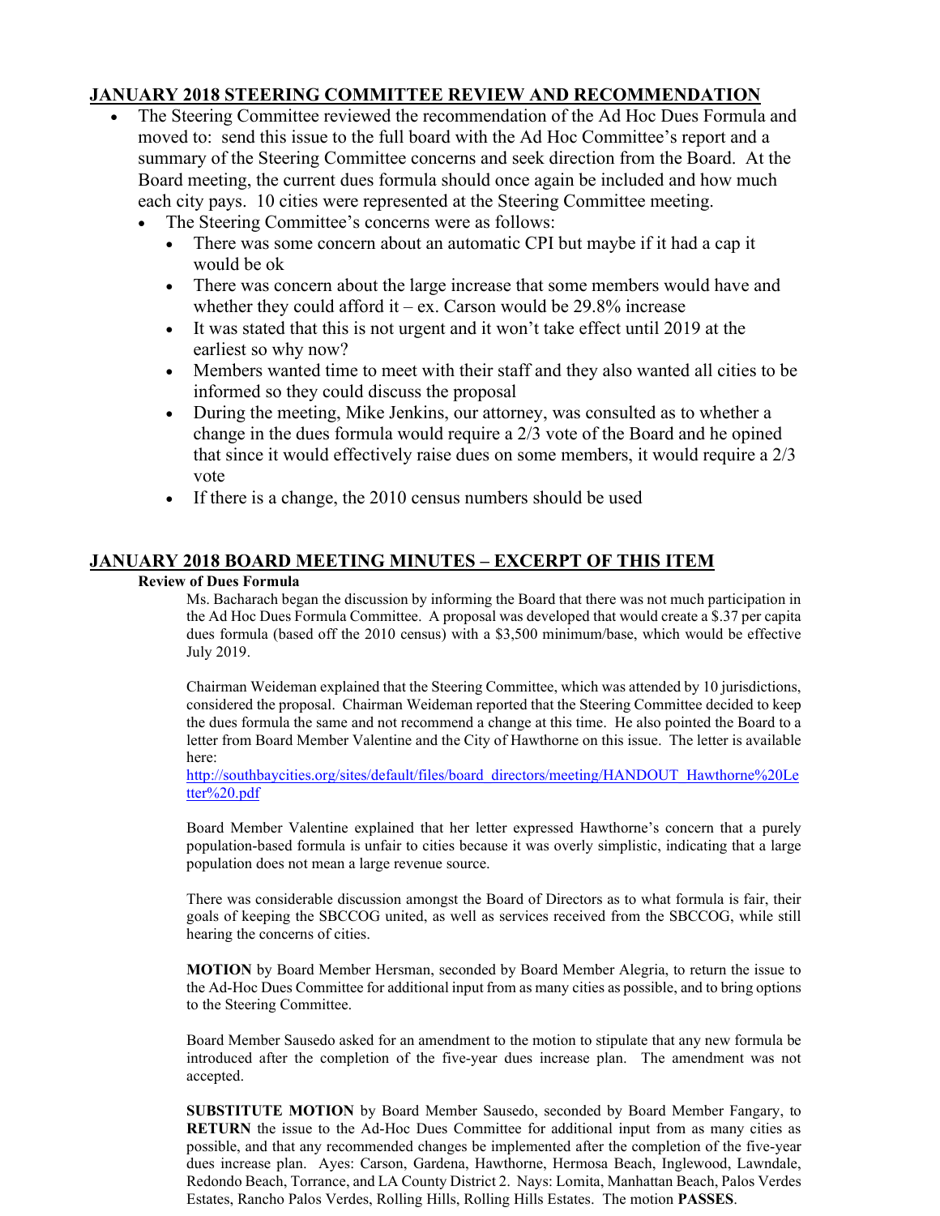## JANUARY 2018 STEERING COMMITTEE REVIEW AND RECOMMENDATION

- The Steering Committee reviewed the recommendation of the Ad Hoc Dues Formula and moved to: send this issue to the full board with the Ad Hoc Committee's report and a summary of the Steering Committee concerns and seek direction from the Board. At the Board meeting, the current dues formula should once again be included and how much each city pays. 10 cities were represented at the Steering Committee meeting.
  - The Steering Committee's concerns were as follows:
    - There was some concern about an automatic CPI but maybe if it had a cap it would be ok
    - There was concern about the large increase that some members would have and whether they could afford it – ex. Carson would be 29.8% increase
    - It was stated that this is not urgent and it won't take effect until 2019 at the earliest so why now?
    - Members wanted time to meet with their staff and they also wanted all cities to be informed so they could discuss the proposal
    - During the meeting, Mike Jenkins, our attorney, was consulted as to whether a change in the dues formula would require a 2/3 vote of the Board and he opined that since it would effectively raise dues on some members, it would require a 2/3 vote
    - If there is a change, the 2010 census numbers should be used

## JANUARY 2018 BOARD MEETING MINUTES – EXCERPT OF THIS ITEM

**Review of Dues Formula**

Ms. Bacharach began the discussion by informing the Board that there was not much participation in the Ad Hoc Dues Formula Committee. A proposal was developed that would create a $.37 per capita dues formula (based off the 2010 census) with a $3,500 minimum/base, which would be effective July 2019.

Chairman Weideman explained that the Steering Committee, which was attended by 10 jurisdictions, considered the proposal. Chairman Weideman reported that the Steering Committee decided to keep the dues formula the same and not recommend a change at this time. He also pointed the Board to a letter from Board Member Valentine and the City of Hawthorne on this issue. The letter is available here:
http://southbaycities.org/sites/default/files/board_directors/meeting/HANDOUT_Hawthorne%20Letter%20.pdf

Board Member Valentine explained that her letter expressed Hawthorne's concern that a purely population-based formula is unfair to cities because it was overly simplistic, indicating that a large population does not mean a large revenue source.

There was considerable discussion amongst the Board of Directors as to what formula is fair, their goals of keeping the SBCCOG united, as well as services received from the SBCCOG, while still hearing the concerns of cities.

**MOTION** by Board Member Hersman, seconded by Board Member Alegria, to return the issue to the Ad-Hoc Dues Committee for additional input from as many cities as possible, and to bring options to the Steering Committee.

Board Member Sausedo asked for an amendment to the motion to stipulate that any new formula be introduced after the completion of the five-year dues increase plan. The amendment was not accepted.

**SUBSTITUTE MOTION** by Board Member Sausedo, seconded by Board Member Fangary, to **RETURN** the issue to the Ad-Hoc Dues Committee for additional input from as many cities as possible, and that any recommended changes be implemented after the completion of the five-year dues increase plan. Ayes: Carson, Gardena, Hawthorne, Hermosa Beach, Inglewood, Lawndale, Redondo Beach, Torrance, and LA County District 2. Nays: Lomita, Manhattan Beach, Palos Verdes Estates, Rancho Palos Verdes, Rolling Hills, Rolling Hills Estates. The motion **PASSES**.